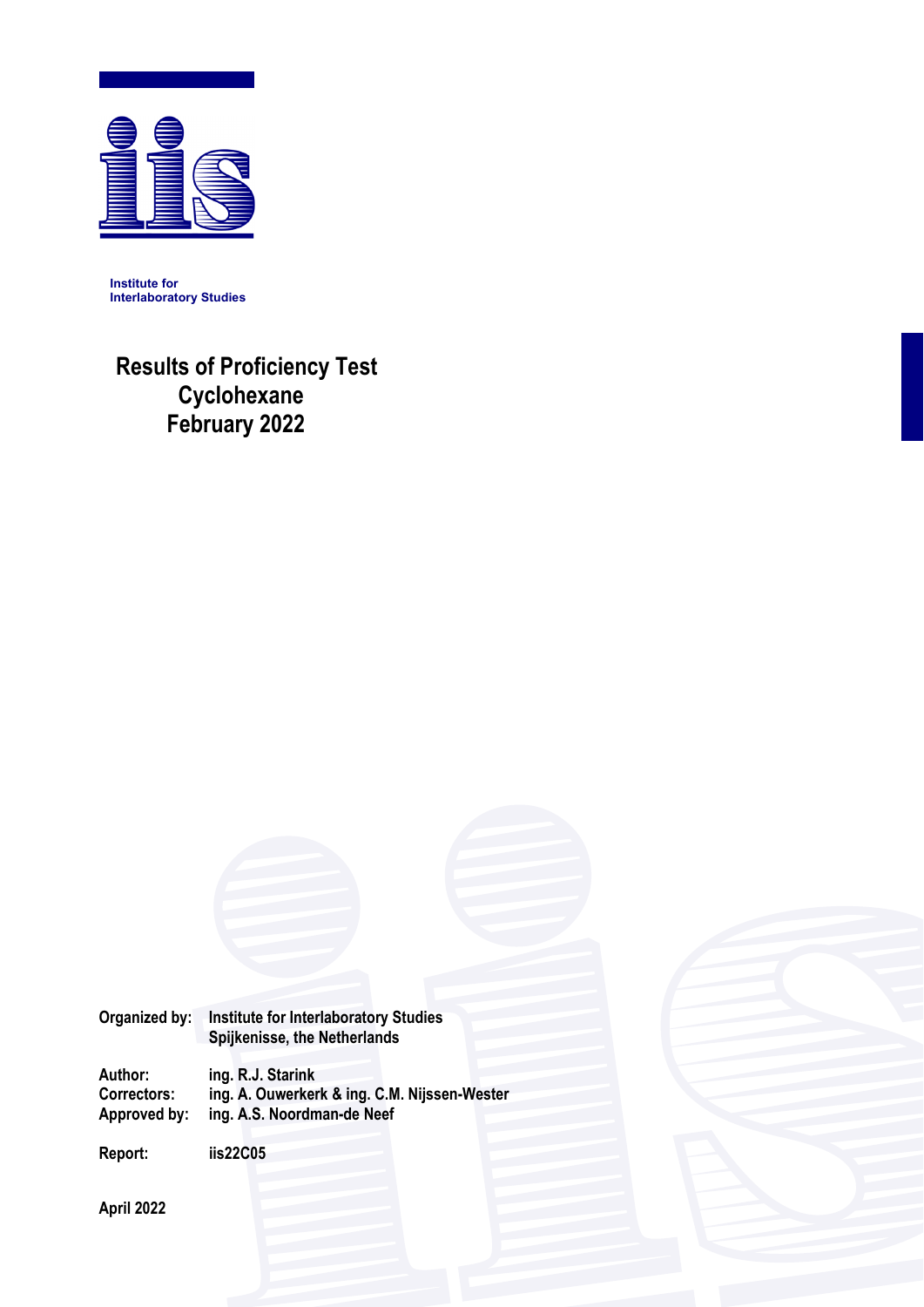Institute for
Interlaboratory Studies

# Results of Proficiency Test
# Cyclohexane
# February 2022

**Organized by:** Institute for Interlaboratory Studies
Spijkenisse, the Netherlands

**Author:** ing. R.J. Starink
**Correctors:** ing. A. Ouwerkerk & ing. C.M. Nijssen-Wester
**Approved by:** ing. A.S. Noordman-de Neef

**Report:** iis22C05

**April 2022**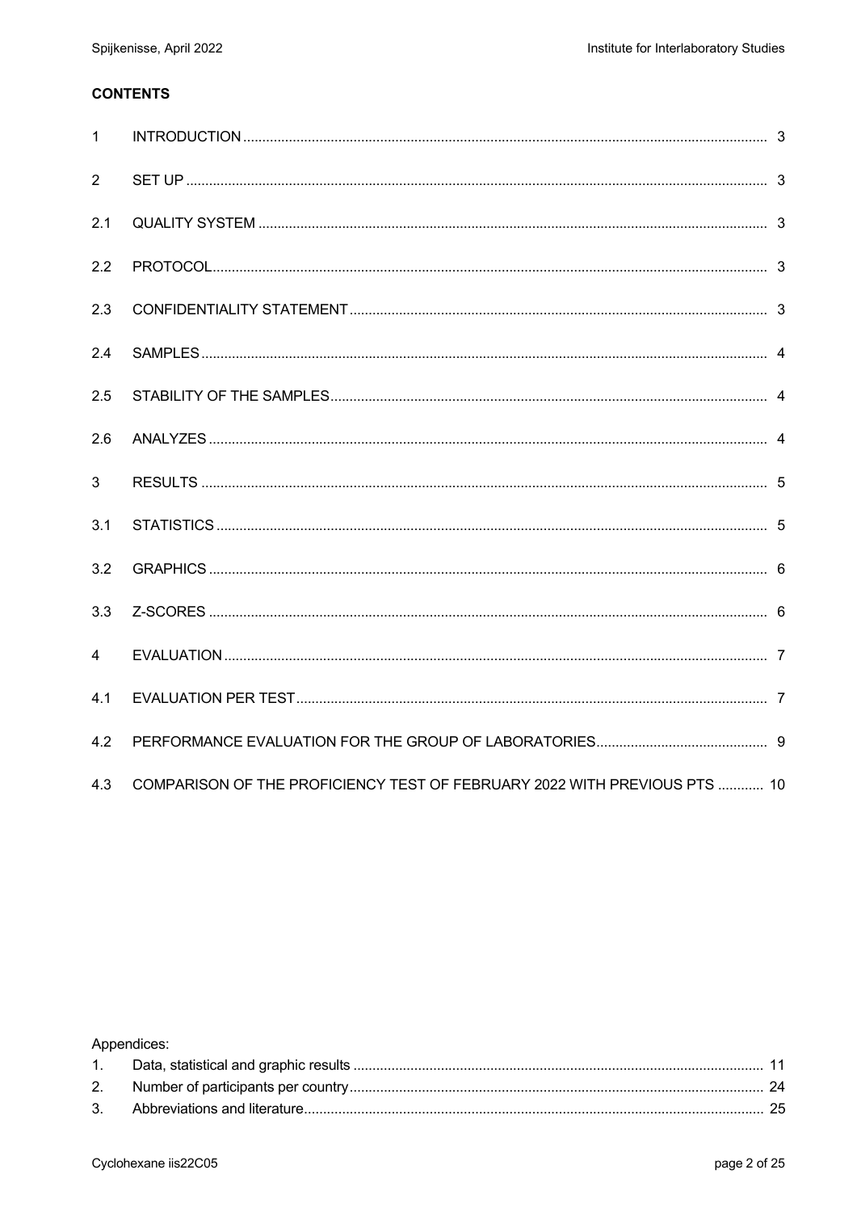**CONTENTS**

| | | |
|---|---|---|
| 1 | INTRODUCTION | 3 |
| 2 | SET UP | 3 |
| 2.1 | QUALITY SYSTEM | 3 |
| 2.2 | PROTOCOL | 3 |
| 2.3 | CONFIDENTIALITY STATEMENT | 3 |
| 2.4 | SAMPLES | 4 |
| 2.5 | STABILITY OF THE SAMPLES | 4 |
| 2.6 | ANALYZES | 4 |
| 3 | RESULTS | 5 |
| 3.1 | STATISTICS | 5 |
| 3.2 | GRAPHICS | 6 |
| 3.3 | Z-SCORES | 6 |
| 4 | EVALUATION | 7 |
| 4.1 | EVALUATION PER TEST | 7 |
| 4.2 | PERFORMANCE EVALUATION FOR THE GROUP OF LABORATORIES | 9 |
| 4.3 | COMPARISON OF THE PROFICIENCY TEST OF FEBRUARY 2022 WITH PREVIOUS PTS | 10 |

Appendices:

| | | |
|---|---|---|
| 1. | Data, statistical and graphic results | 11 |
| 2. | Number of participants per country | 24 |
| 3. | Abbreviations and literature | 25 |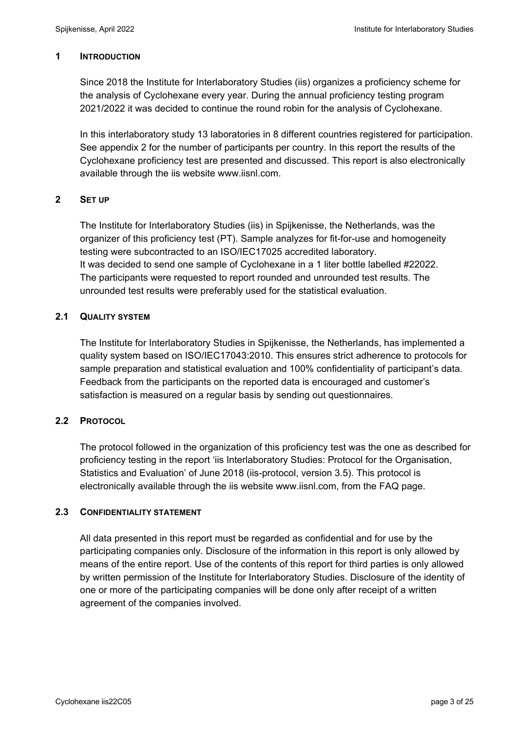## 1 INTRODUCTION

Since 2018 the Institute for Interlaboratory Studies (iis) organizes a proficiency scheme for the analysis of Cyclohexane every year. During the annual proficiency testing program 2021/2022 it was decided to continue the round robin for the analysis of Cyclohexane.

In this interlaboratory study 13 laboratories in 8 different countries registered for participation. See appendix 2 for the number of participants per country. In this report the results of the Cyclohexane proficiency test are presented and discussed. This report is also electronically available through the iis website www.iisnl.com.

## 2 SET UP

The Institute for Interlaboratory Studies (iis) in Spijkenisse, the Netherlands, was the organizer of this proficiency test (PT). Sample analyzes for fit-for-use and homogeneity testing were subcontracted to an ISO/IEC17025 accredited laboratory.
It was decided to send one sample of Cyclohexane in a 1 liter bottle labelled #22022.
The participants were requested to report rounded and unrounded test results. The unrounded test results were preferably used for the statistical evaluation.

### 2.1 QUALITY SYSTEM

The Institute for Interlaboratory Studies in Spijkenisse, the Netherlands, has implemented a quality system based on ISO/IEC17043:2010. This ensures strict adherence to protocols for sample preparation and statistical evaluation and 100% confidentiality of participant's data. Feedback from the participants on the reported data is encouraged and customer's satisfaction is measured on a regular basis by sending out questionnaires.

### 2.2 PROTOCOL

The protocol followed in the organization of this proficiency test was the one as described for proficiency testing in the report 'iis Interlaboratory Studies: Protocol for the Organisation, Statistics and Evaluation' of June 2018 (iis-protocol, version 3.5). This protocol is electronically available through the iis website www.iisnl.com, from the FAQ page.

### 2.3 CONFIDENTIALITY STATEMENT

All data presented in this report must be regarded as confidential and for use by the participating companies only. Disclosure of the information in this report is only allowed by means of the entire report. Use of the contents of this report for third parties is only allowed by written permission of the Institute for Interlaboratory Studies. Disclosure of the identity of one or more of the participating companies will be done only after receipt of a written agreement of the companies involved.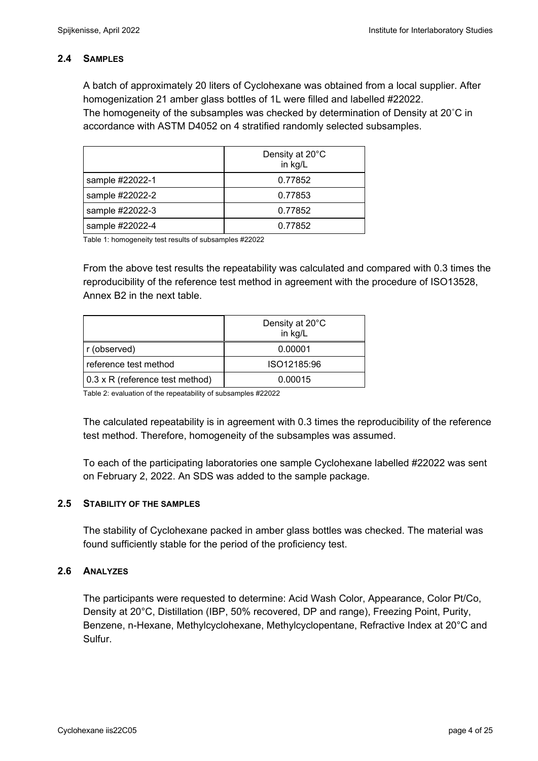### 2.4 SAMPLES

A batch of approximately 20 liters of Cyclohexane was obtained from a local supplier. After homogenization 21 amber glass bottles of 1L were filled and labelled #22022.
The homogeneity of the subsamples was checked by determination of Density at 20˚C in accordance with ASTM D4052 on 4 stratified randomly selected subsamples.

| | Density at 20°C in kg/L |
|---|---|
| sample #22022-1 | 0.77852 |
| sample #22022-2 | 0.77853 |
| sample #22022-3 | 0.77852 |
| sample #22022-4 | 0.77852 |

Table 1: homogeneity test results of subsamples #22022

From the above test results the repeatability was calculated and compared with 0.3 times the reproducibility of the reference test method in agreement with the procedure of ISO13528, Annex B2 in the next table.

| | Density at 20°C in kg/L |
|---|---|
| r (observed) | 0.00001 |
| reference test method | ISO12185:96 |
| 0.3 x R (reference test method) | 0.00015 |

Table 2: evaluation of the repeatability of subsamples #22022

The calculated repeatability is in agreement with 0.3 times the reproducibility of the reference test method. Therefore, homogeneity of the subsamples was assumed.

To each of the participating laboratories one sample Cyclohexane labelled #22022 was sent on February 2, 2022. An SDS was added to the sample package.

### 2.5 STABILITY OF THE SAMPLES

The stability of Cyclohexane packed in amber glass bottles was checked. The material was found sufficiently stable for the period of the proficiency test.

### 2.6 ANALYZES

The participants were requested to determine: Acid Wash Color, Appearance, Color Pt/Co, Density at 20°C, Distillation (IBP, 50% recovered, DP and range), Freezing Point, Purity, Benzene, n-Hexane, Methylcyclohexane, Methylcyclopentane, Refractive Index at 20°C and Sulfur.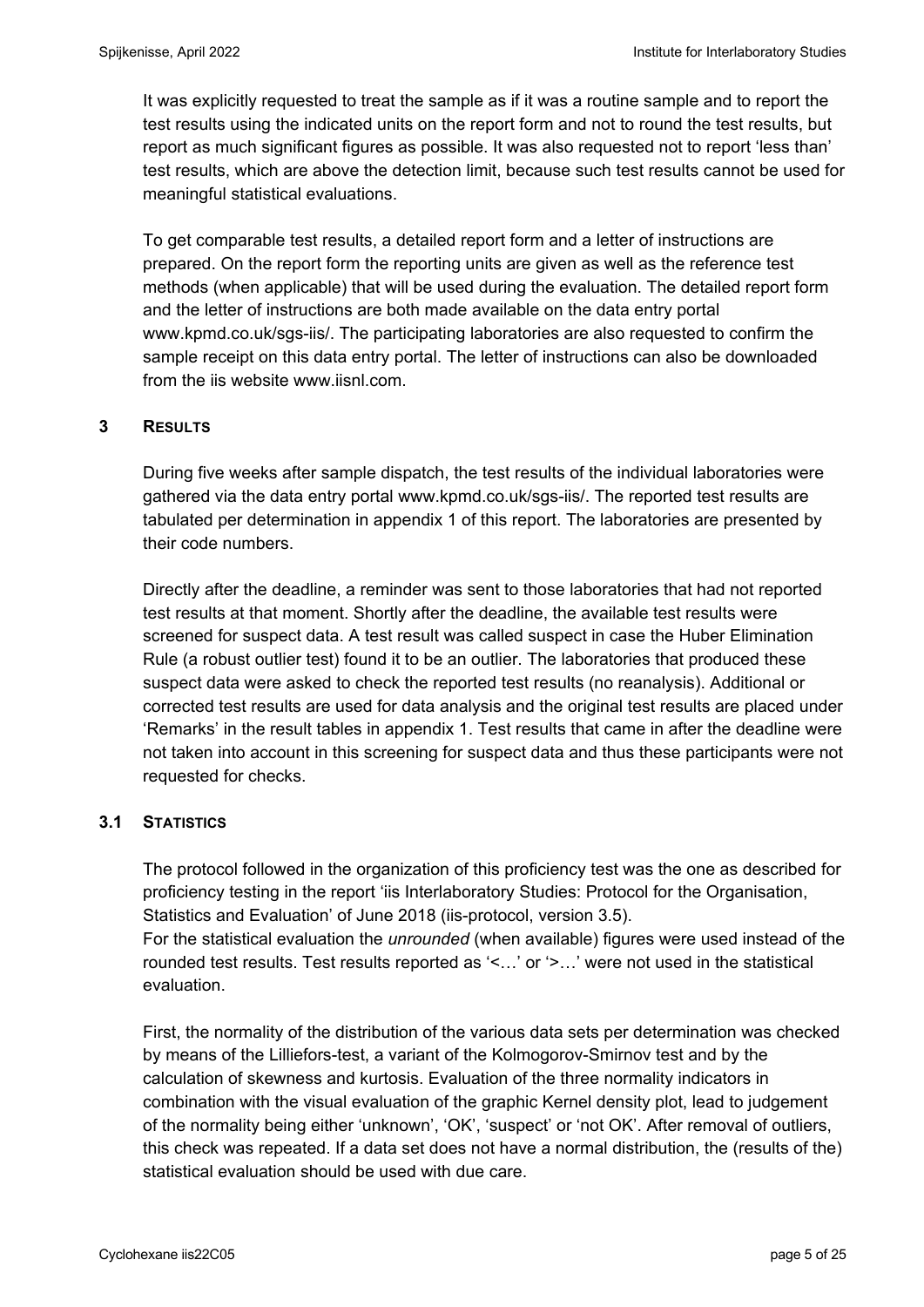It was explicitly requested to treat the sample as if it was a routine sample and to report the test results using the indicated units on the report form and not to round the test results, but report as much significant figures as possible. It was also requested not to report 'less than' test results, which are above the detection limit, because such test results cannot be used for meaningful statistical evaluations.

To get comparable test results, a detailed report form and a letter of instructions are prepared. On the report form the reporting units are given as well as the reference test methods (when applicable) that will be used during the evaluation. The detailed report form and the letter of instructions are both made available on the data entry portal www.kpmd.co.uk/sgs-iis/. The participating laboratories are also requested to confirm the sample receipt on this data entry portal. The letter of instructions can also be downloaded from the iis website www.iisnl.com.

## 3 RESULTS

During five weeks after sample dispatch, the test results of the individual laboratories were gathered via the data entry portal www.kpmd.co.uk/sgs-iis/. The reported test results are tabulated per determination in appendix 1 of this report. The laboratories are presented by their code numbers.

Directly after the deadline, a reminder was sent to those laboratories that had not reported test results at that moment. Shortly after the deadline, the available test results were screened for suspect data. A test result was called suspect in case the Huber Elimination Rule (a robust outlier test) found it to be an outlier. The laboratories that produced these suspect data were asked to check the reported test results (no reanalysis). Additional or corrected test results are used for data analysis and the original test results are placed under 'Remarks' in the result tables in appendix 1. Test results that came in after the deadline were not taken into account in this screening for suspect data and thus these participants were not requested for checks.

### 3.1 STATISTICS

The protocol followed in the organization of this proficiency test was the one as described for proficiency testing in the report 'iis Interlaboratory Studies: Protocol for the Organisation, Statistics and Evaluation' of June 2018 (iis-protocol, version 3.5).
For the statistical evaluation the *unrounded* (when available) figures were used instead of the rounded test results. Test results reported as '<…' or '>…' were not used in the statistical evaluation.

First, the normality of the distribution of the various data sets per determination was checked by means of the Lilliefors-test, a variant of the Kolmogorov-Smirnov test and by the calculation of skewness and kurtosis. Evaluation of the three normality indicators in combination with the visual evaluation of the graphic Kernel density plot, lead to judgement of the normality being either 'unknown', 'OK', 'suspect' or 'not OK'. After removal of outliers, this check was repeated. If a data set does not have a normal distribution, the (results of the) statistical evaluation should be used with due care.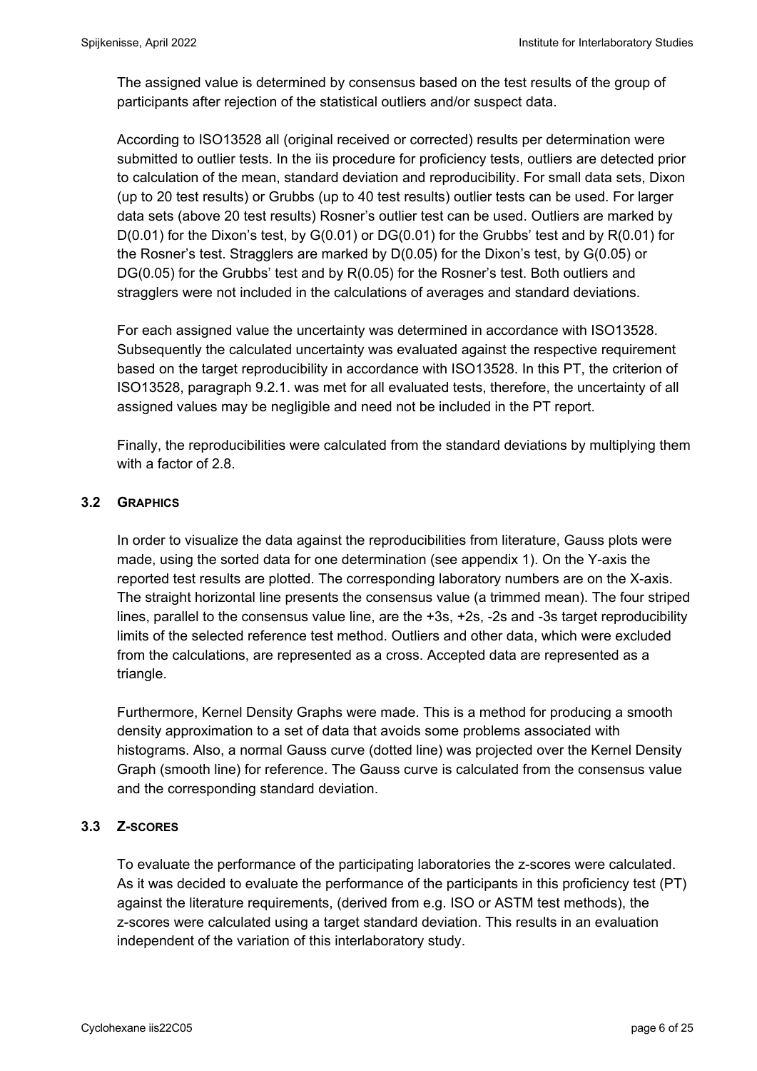The assigned value is determined by consensus based on the test results of the group of participants after rejection of the statistical outliers and/or suspect data.

According to ISO13528 all (original received or corrected) results per determination were submitted to outlier tests. In the iis procedure for proficiency tests, outliers are detected prior to calculation of the mean, standard deviation and reproducibility. For small data sets, Dixon (up to 20 test results) or Grubbs (up to 40 test results) outlier tests can be used. For larger data sets (above 20 test results) Rosner's outlier test can be used. Outliers are marked by D(0.01) for the Dixon's test, by G(0.01) or DG(0.01) for the Grubbs' test and by R(0.01) for the Rosner's test. Stragglers are marked by D(0.05) for the Dixon's test, by G(0.05) or DG(0.05) for the Grubbs' test and by R(0.05) for the Rosner's test. Both outliers and stragglers were not included in the calculations of averages and standard deviations.

For each assigned value the uncertainty was determined in accordance with ISO13528. Subsequently the calculated uncertainty was evaluated against the respective requirement based on the target reproducibility in accordance with ISO13528. In this PT, the criterion of ISO13528, paragraph 9.2.1. was met for all evaluated tests, therefore, the uncertainty of all assigned values may be negligible and need not be included in the PT report.

Finally, the reproducibilities were calculated from the standard deviations by multiplying them with a factor of 2.8.

### 3.2 GRAPHICS

In order to visualize the data against the reproducibilities from literature, Gauss plots were made, using the sorted data for one determination (see appendix 1). On the Y-axis the reported test results are plotted. The corresponding laboratory numbers are on the X-axis. The straight horizontal line presents the consensus value (a trimmed mean). The four striped lines, parallel to the consensus value line, are the +3s, +2s, -2s and -3s target reproducibility limits of the selected reference test method. Outliers and other data, which were excluded from the calculations, are represented as a cross. Accepted data are represented as a triangle.

Furthermore, Kernel Density Graphs were made. This is a method for producing a smooth density approximation to a set of data that avoids some problems associated with histograms. Also, a normal Gauss curve (dotted line) was projected over the Kernel Density Graph (smooth line) for reference. The Gauss curve is calculated from the consensus value and the corresponding standard deviation.

### 3.3 Z-SCORES

To evaluate the performance of the participating laboratories the z-scores were calculated. As it was decided to evaluate the performance of the participants in this proficiency test (PT) against the literature requirements, (derived from e.g. ISO or ASTM test methods), the z-scores were calculated using a target standard deviation. This results in an evaluation independent of the variation of this interlaboratory study.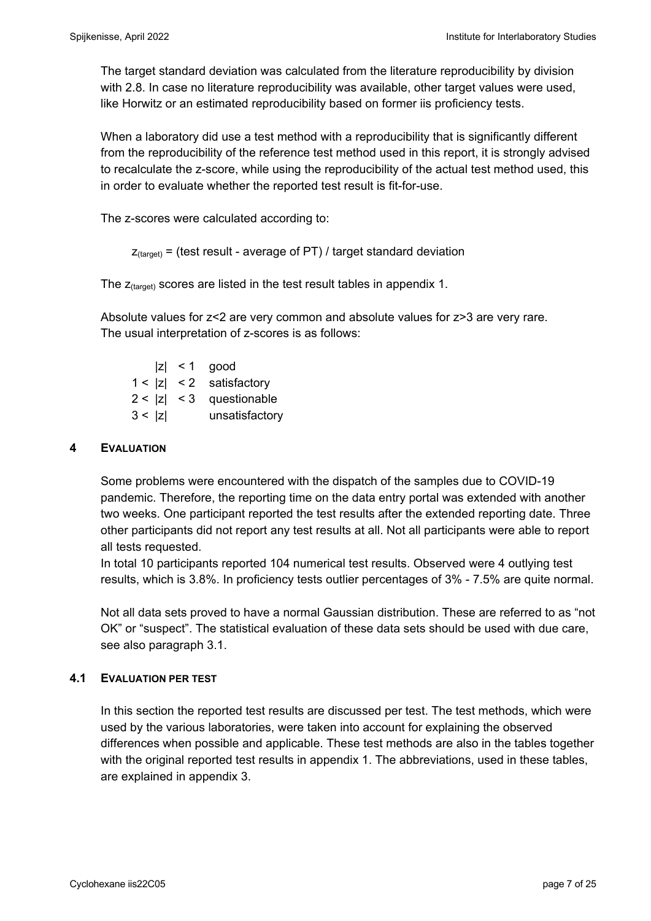The target standard deviation was calculated from the literature reproducibility by division with 2.8. In case no literature reproducibility was available, other target values were used, like Horwitz or an estimated reproducibility based on former iis proficiency tests.

When a laboratory did use a test method with a reproducibility that is significantly different from the reproducibility of the reference test method used in this report, it is strongly advised to recalculate the z-score, while using the reproducibility of the actual test method used, this in order to evaluate whether the reported test result is fit-for-use.

The z-scores were calculated according to:

$$z_{(target)} = (\text{test result - average of PT}) / \text{target standard deviation}$$

The $z_{(target)}$ scores are listed in the test result tables in appendix 1.

Absolute values for z<2 are very common and absolute values for z>3 are very rare.
The usual interpretation of z-scores is as follows:

| | |
|---|---|
| $\|z\| < 1$ | good |
| $1 < \|z\| < 2$ | satisfactory |
| $2 < \|z\| < 3$ | questionable |
| $3 < \|z\|$ | unsatisfactory |

## 4 EVALUATION

Some problems were encountered with the dispatch of the samples due to COVID-19 pandemic. Therefore, the reporting time on the data entry portal was extended with another two weeks. One participant reported the test results after the extended reporting date. Three other participants did not report any test results at all. Not all participants were able to report all tests requested.
In total 10 participants reported 104 numerical test results. Observed were 4 outlying test results, which is 3.8%. In proficiency tests outlier percentages of 3% - 7.5% are quite normal.

Not all data sets proved to have a normal Gaussian distribution. These are referred to as "not OK" or "suspect". The statistical evaluation of these data sets should be used with due care, see also paragraph 3.1.

### 4.1 EVALUATION PER TEST

In this section the reported test results are discussed per test. The test methods, which were used by the various laboratories, were taken into account for explaining the observed differences when possible and applicable. These test methods are also in the tables together with the original reported test results in appendix 1. The abbreviations, used in these tables, are explained in appendix 3.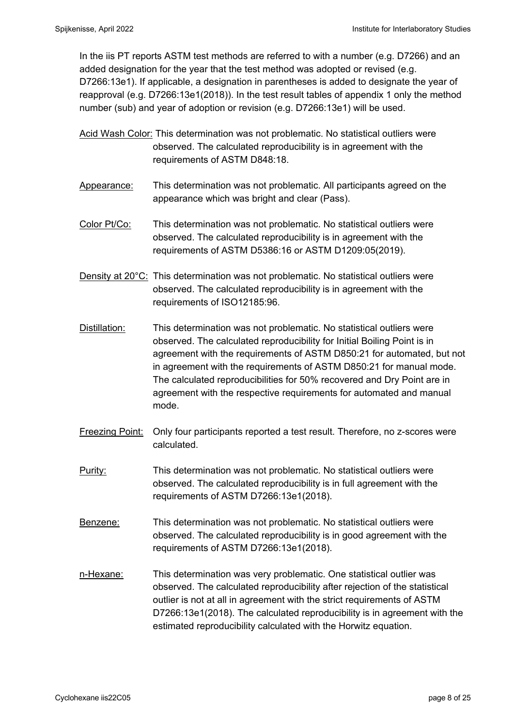In the iis PT reports ASTM test methods are referred to with a number (e.g. D7266) and an added designation for the year that the test method was adopted or revised (e.g. D7266:13e1). If applicable, a designation in parentheses is added to designate the year of reapproval (e.g. D7266:13e1(2018)). In the test result tables of appendix 1 only the method number (sub) and year of adoption or revision (e.g. D7266:13e1) will be used.

<u>Acid Wash Color:</u> This determination was not problematic. No statistical outliers were observed. The calculated reproducibility is in agreement with the requirements of ASTM D848:18.

<u>Appearance:</u> This determination was not problematic. All participants agreed on the appearance which was bright and clear (Pass).

<u>Color Pt/Co:</u> This determination was not problematic. No statistical outliers were observed. The calculated reproducibility is in agreement with the requirements of ASTM D5386:16 or ASTM D1209:05(2019).

<u>Density at 20°C:</u> This determination was not problematic. No statistical outliers were observed. The calculated reproducibility is in agreement with the requirements of ISO12185:96.

<u>Distillation:</u> This determination was not problematic. No statistical outliers were observed. The calculated reproducibility for Initial Boiling Point is in agreement with the requirements of ASTM D850:21 for automated, but not in agreement with the requirements of ASTM D850:21 for manual mode. The calculated reproducibilities for 50% recovered and Dry Point are in agreement with the respective requirements for automated and manual mode.

<u>Freezing Point:</u> Only four participants reported a test result. Therefore, no z-scores were calculated.

<u>Purity:</u> This determination was not problematic. No statistical outliers were observed. The calculated reproducibility is in full agreement with the requirements of ASTM D7266:13e1(2018).

<u>Benzene:</u> This determination was not problematic. No statistical outliers were observed. The calculated reproducibility is in good agreement with the requirements of ASTM D7266:13e1(2018).

<u>n-Hexane:</u> This determination was very problematic. One statistical outlier was observed. The calculated reproducibility after rejection of the statistical outlier is not at all in agreement with the strict requirements of ASTM D7266:13e1(2018). The calculated reproducibility is in agreement with the estimated reproducibility calculated with the Horwitz equation.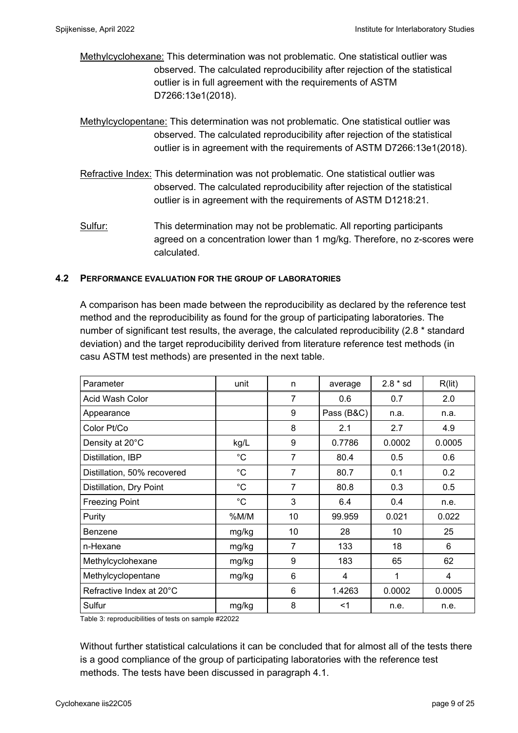Methylcyclohexane: This determination was not problematic. One statistical outlier was observed. The calculated reproducibility after rejection of the statistical outlier is in full agreement with the requirements of ASTM D7266:13e1(2018).

Methylcyclopentane: This determination was not problematic. One statistical outlier was observed. The calculated reproducibility after rejection of the statistical outlier is in agreement with the requirements of ASTM D7266:13e1(2018).

Refractive Index: This determination was not problematic. One statistical outlier was observed. The calculated reproducibility after rejection of the statistical outlier is in agreement with the requirements of ASTM D1218:21.

Sulfur: This determination may not be problematic. All reporting participants agreed on a concentration lower than 1 mg/kg. Therefore, no z-scores were calculated.

### 4.2 PERFORMANCE EVALUATION FOR THE GROUP OF LABORATORIES

A comparison has been made between the reproducibility as declared by the reference test method and the reproducibility as found for the group of participating laboratories. The number of significant test results, the average, the calculated reproducibility (2.8 * standard deviation) and the target reproducibility derived from literature reference test methods (in casu ASTM test methods) are presented in the next table.

| Parameter | unit | n | average | 2.8 * sd | R(lit) |
|---|---|---|---|---|---|
| Acid Wash Color | | 7 | 0.6 | 0.7 | 2.0 |
| Appearance | | 9 | Pass (B&C) | n.a. | n.a. |
| Color Pt/Co | | 8 | 2.1 | 2.7 | 4.9 |
| Density at 20°C | kg/L | 9 | 0.7786 | 0.0002 | 0.0005 |
| Distillation, IBP | °C | 7 | 80.4 | 0.5 | 0.6 |
| Distillation, 50% recovered | °C | 7 | 80.7 | 0.1 | 0.2 |
| Distillation, Dry Point | °C | 7 | 80.8 | 0.3 | 0.5 |
| Freezing Point | °C | 3 | 6.4 | 0.4 | n.e. |
| Purity | %M/M | 10 | 99.959 | 0.021 | 0.022 |
| Benzene | mg/kg | 10 | 28 | 10 | 25 |
| n-Hexane | mg/kg | 7 | 133 | 18 | 6 |
| Methylcyclohexane | mg/kg | 9 | 183 | 65 | 62 |
| Methylcyclopentane | mg/kg | 6 | 4 | 1 | 4 |
| Refractive Index at 20°C | | 6 | 1.4263 | 0.0002 | 0.0005 |
| Sulfur | mg/kg | 8 | <1 | n.e. | n.e. |

Table 3: reproducibilities of tests on sample #22022

Without further statistical calculations it can be concluded that for almost all of the tests there is a good compliance of the group of participating laboratories with the reference test methods. The tests have been discussed in paragraph 4.1.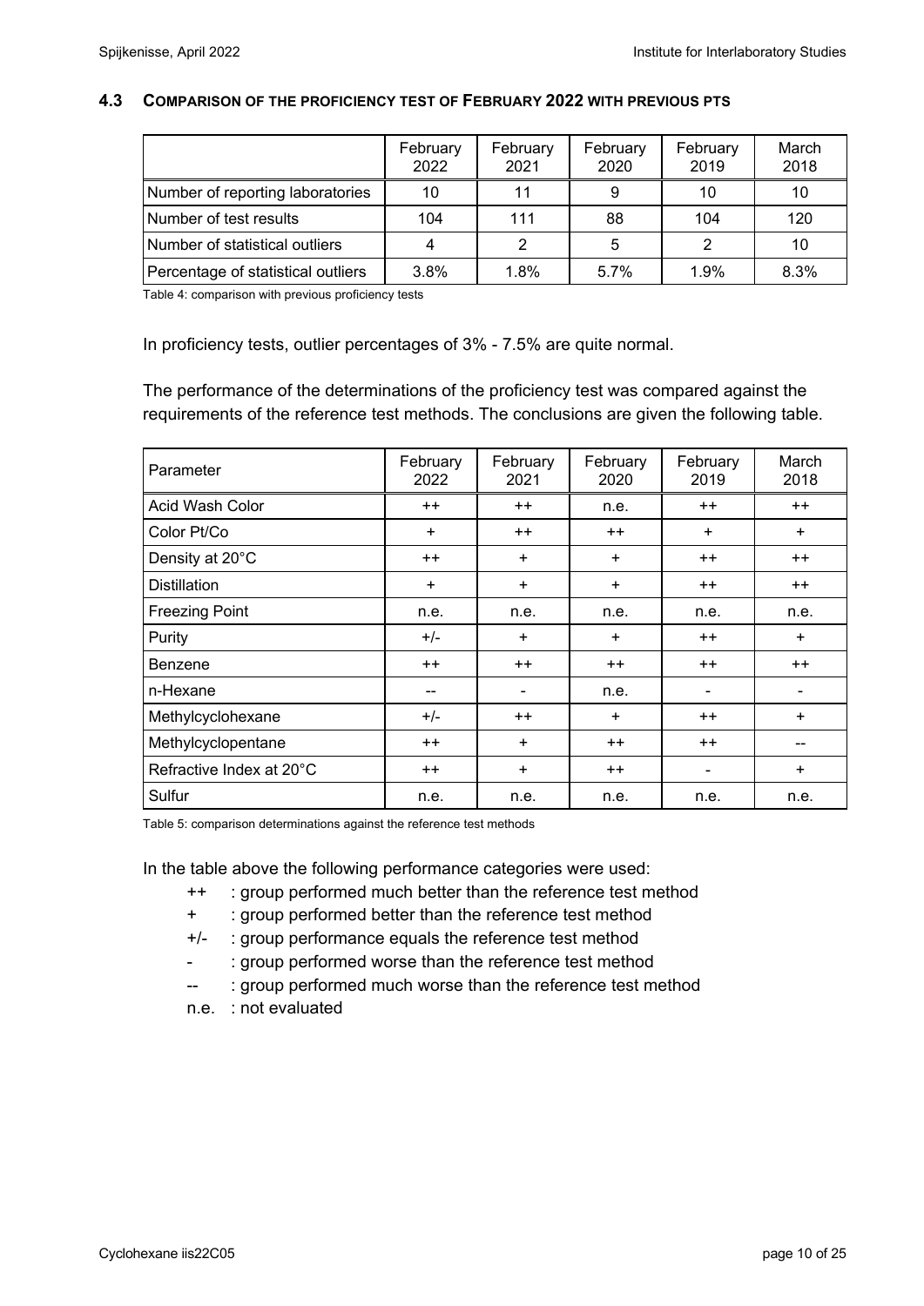### 4.3 COMPARISON OF THE PROFICIENCY TEST OF FEBRUARY 2022 WITH PREVIOUS PTS

| | February 2022 | February 2021 | February 2020 | February 2019 | March 2018 |
|---|---|---|---|---|---|
| Number of reporting laboratories | 10 | 11 | 9 | 10 | 10 |
| Number of test results | 104 | 111 | 88 | 104 | 120 |
| Number of statistical outliers | 4 | 2 | 5 | 2 | 10 |
| Percentage of statistical outliers | 3.8% | 1.8% | 5.7% | 1.9% | 8.3% |

Table 4: comparison with previous proficiency tests

In proficiency tests, outlier percentages of 3% - 7.5% are quite normal.

The performance of the determinations of the proficiency test was compared against the requirements of the reference test methods. The conclusions are given the following table.

| Parameter | February 2022 | February 2021 | February 2020 | February 2019 | March 2018 |
|---|---|---|---|---|---|
| Acid Wash Color | ++ | ++ | n.e. | ++ | ++ |
| Color Pt/Co | + | ++ | ++ | + | + |
| Density at 20°C | ++ | + | + | ++ | ++ |
| Distillation | + | + | + | ++ | ++ |
| Freezing Point | n.e. | n.e. | n.e. | n.e. | n.e. |
| Purity | +/- | + | + | ++ | + |
| Benzene | ++ | ++ | ++ | ++ | ++ |
| n-Hexane | -- | - | n.e. | - | - |
| Methylcyclohexane | +/- | ++ | + | ++ | + |
| Methylcyclopentane | ++ | + | ++ | ++ | -- |
| Refractive Index at 20°C | ++ | + | ++ | - | + |
| Sulfur | n.e. | n.e. | n.e. | n.e. | n.e. |

Table 5: comparison determinations against the reference test methods

In the table above the following performance categories were used:

- ++ : group performed much better than the reference test method
- \+ : group performed better than the reference test method
- +/- : group performance equals the reference test method
- \- : group performed worse than the reference test method
- -- : group performed much worse than the reference test method
- n.e. : not evaluated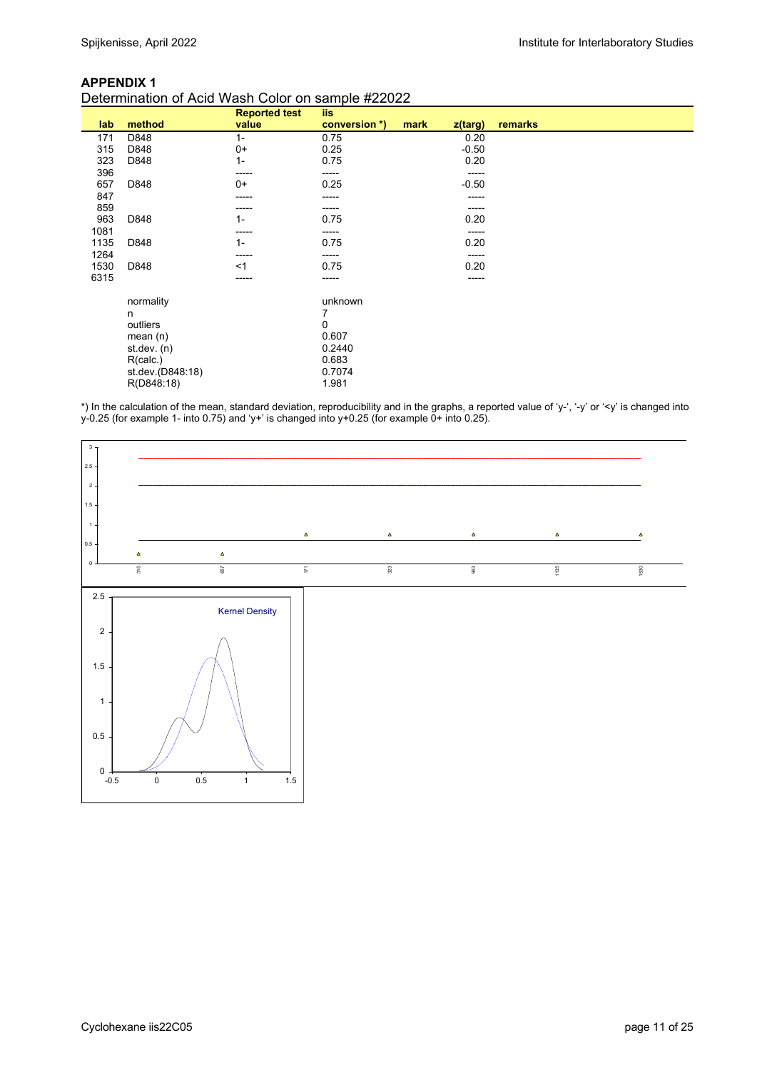## APPENDIX 1

Determination of Acid Wash Color on sample #22022

| lab | method | Reported test value | iis conversion *) | mark | z(targ) | remarks |
|---|---|---|---|---|---|---|
| 171 | D848 | 1- | 0.75 | | 0.20 | |
| 315 | D848 | 0+ | 0.25 | | -0.50 | |
| 323 | D848 | 1- | 0.75 | | 0.20 | |
| 396 | | ----- | ----- | | ----- | |
| 657 | D848 | 0+ | 0.25 | | -0.50 | |
| 847 | | ----- | ----- | | ----- | |
| 859 | | ----- | ----- | | ----- | |
| 963 | D848 | 1- | 0.75 | | 0.20 | |
| 1081 | | ----- | ----- | | ----- | |
| 1135 | D848 | 1- | 0.75 | | 0.20 | |
| 1264 | | ----- | ----- | | ----- | |
| 1530 | D848 | <1 | 0.75 | | 0.20 | |
| 6315 | | ----- | ----- | | ----- | |

| | |
|---|---|
| normality | unknown |
| n | 7 |
| outliers | 0 |
| mean (n) | 0.607 |
| st.dev. (n) | 0.2440 |
| R(calc.) | 0.683 |
| st.dev.(D848:18) | 0.7074 |
| R(D848:18) | 1.981 |

*) In the calculation of the mean, standard deviation, reproducibility and in the graphs, a reported value of 'y-', '-y' or '<y' is changed into y-0.25 (for example 1- into 0.75) and 'y+' is changed into y+0.25 (for example 0+ into 0.25).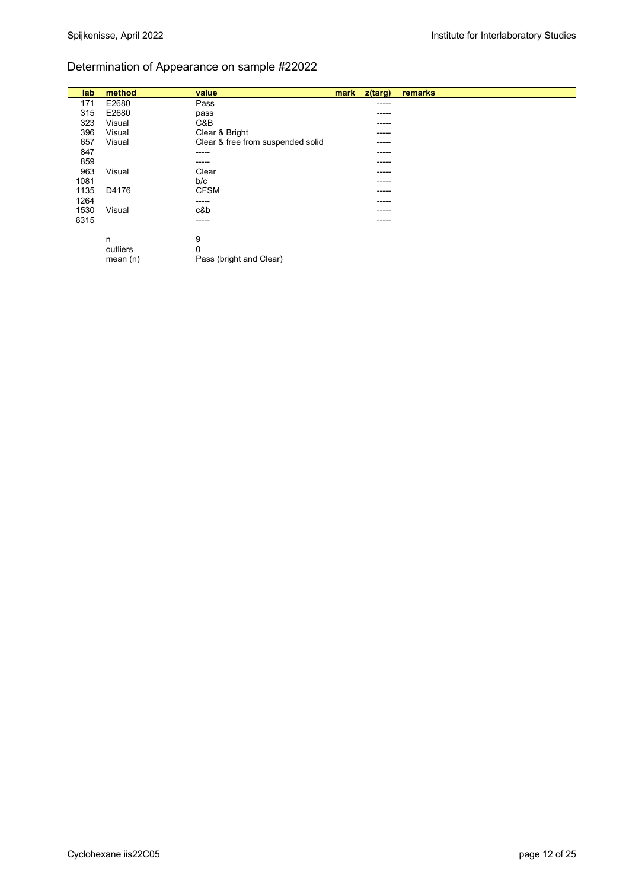## Determination of Appearance on sample #22022

| lab | method | value | mark | z(targ) | remarks |
|---|---|---|---|---|---|
| 171 | E2680 | Pass | | ----- | |
| 315 | E2680 | pass | | ----- | |
| 323 | Visual | C&B | | ----- | |
| 396 | Visual | Clear & Bright | | ----- | |
| 657 | Visual | Clear & free from suspended solid | | ----- | |
| 847 | | ----- | | ----- | |
| 859 | | ----- | | ----- | |
| 963 | Visual | Clear | | ----- | |
| 1081 | | b/c | | ----- | |
| 1135 | D4176 | CFSM | | ----- | |
| 1264 | | ----- | | ----- | |
| 1530 | Visual | c&b | | ----- | |
| 6315 | | ----- | | ----- | |
| | | | | | |
| | n | 9 | | | |
| | outliers | 0 | | | |
| | mean (n) | Pass (bright and Clear) | | | |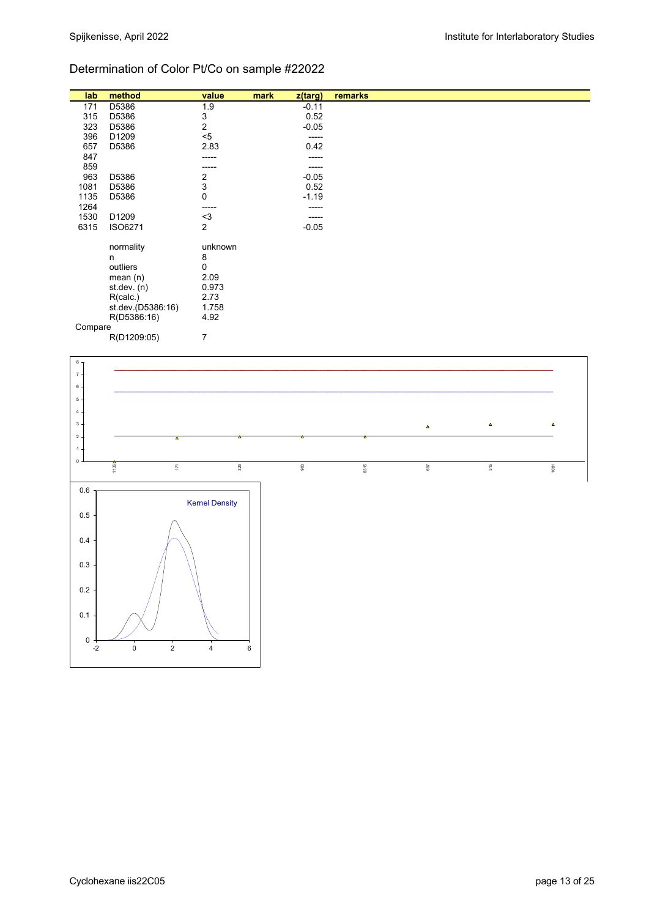## Determination of Color Pt/Co on sample #22022

| lab | method | value | mark | z(targ) | remarks |
|---|---|---|---|---|---|
| 171 | D5386 | 1.9 | | -0.11 | |
| 315 | D5386 | 3 | | 0.52 | |
| 323 | D5386 | 2 | | -0.05 | |
| 396 | D1209 | <5 | | ----- | |
| 657 | D5386 | 2.83 | | 0.42 | |
| 847 | | ----- | | ----- | |
| 859 | | ----- | | ----- | |
| 963 | D5386 | 2 | | -0.05 | |
| 1081 | D5386 | 3 | | 0.52 | |
| 1135 | D5386 | 0 | | -1.19 | |
| 1264 | | ----- | | ----- | |
| 1530 | D1209 | <3 | | ----- | |
| 6315 | ISO6271 | 2 | | -0.05 | |
| | normality | unknown | | | |
| | n | 8 | | | |
| | outliers | 0 | | | |
| | mean (n) | 2.09 | | | |
| | st.dev. (n) | 0.973 | | | |
| | R(calc.) | 2.73 | | | |
| | st.dev.(D5386:16) | 1.758 | | | |
| | R(D5386:16) | 4.92 | | | |
| Compare | | | | | |
| | R(D1209:05) | 7 | | | |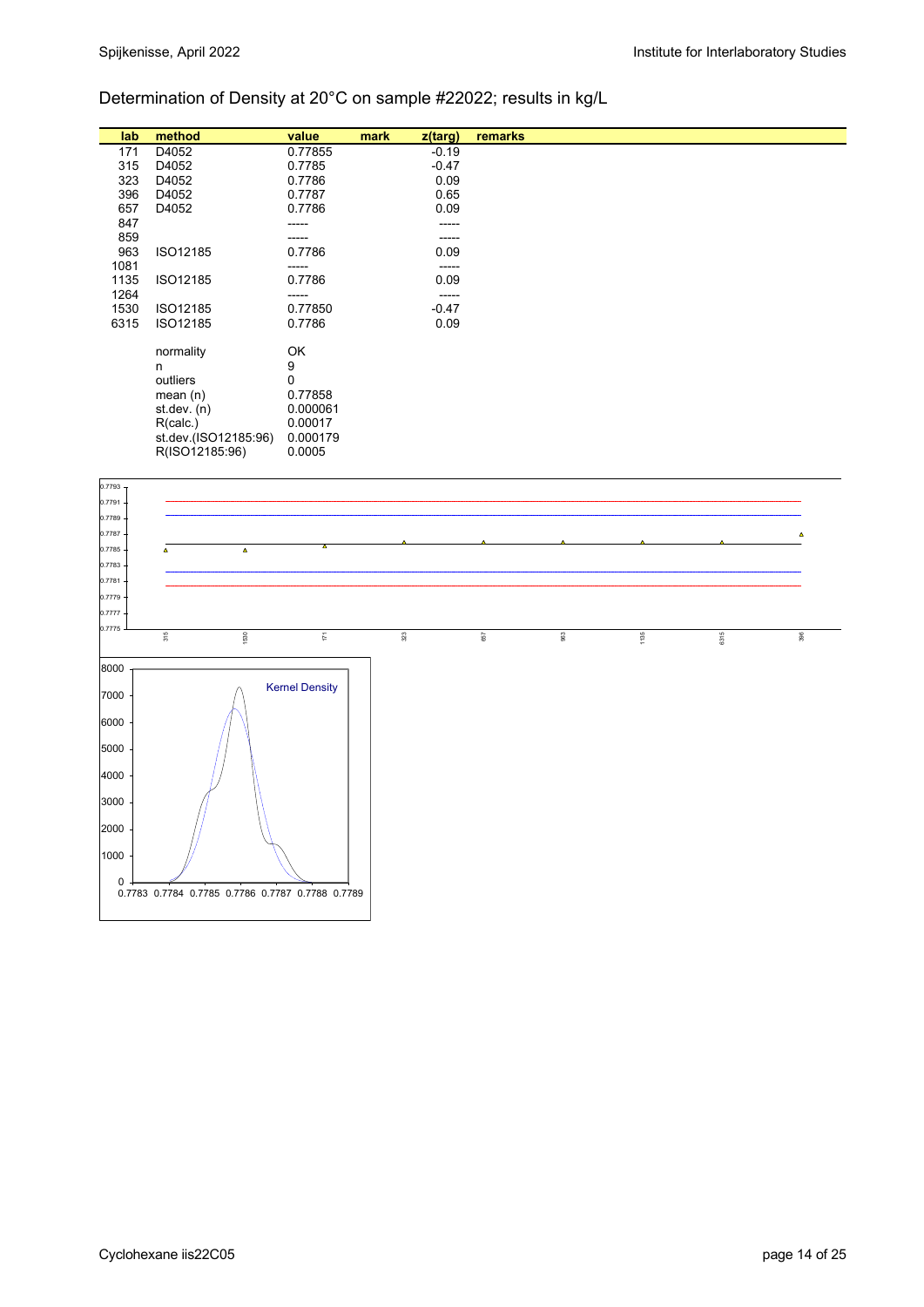Determination of Density at 20°C on sample #22022; results in kg/L

| lab | method | value | mark | z(targ) | remarks |
|---|---|---|---|---|---|
| 171 | D4052 | 0.77855 | | -0.19 | |
| 315 | D4052 | 0.7785 | | -0.47 | |
| 323 | D4052 | 0.7786 | | 0.09 | |
| 396 | D4052 | 0.7787 | | 0.65 | |
| 657 | D4052 | 0.7786 | | 0.09 | |
| 847 | | ----- | | ----- | |
| 859 | | ----- | | ----- | |
| 963 | ISO12185 | 0.7786 | | 0.09 | |
| 1081 | | ----- | | ----- | |
| 1135 | ISO12185 | 0.7786 | | 0.09 | |
| 1264 | | ----- | | ----- | |
| 1530 | ISO12185 | 0.77850 | | -0.47 | |
| 6315 | ISO12185 | 0.7786 | | 0.09 | |
| | normality | OK | | | |
| | n | 9 | | | |
| | outliers | 0 | | | |
| | mean (n) | 0.77858 | | | |
| | st.dev. (n) | 0.000061 | | | |
| | R(calc.) | 0.00017 | | | |
| | st.dev.(ISO12185:96) | 0.000179 | | | |
| | R(ISO12185:96) | 0.0005 | | | |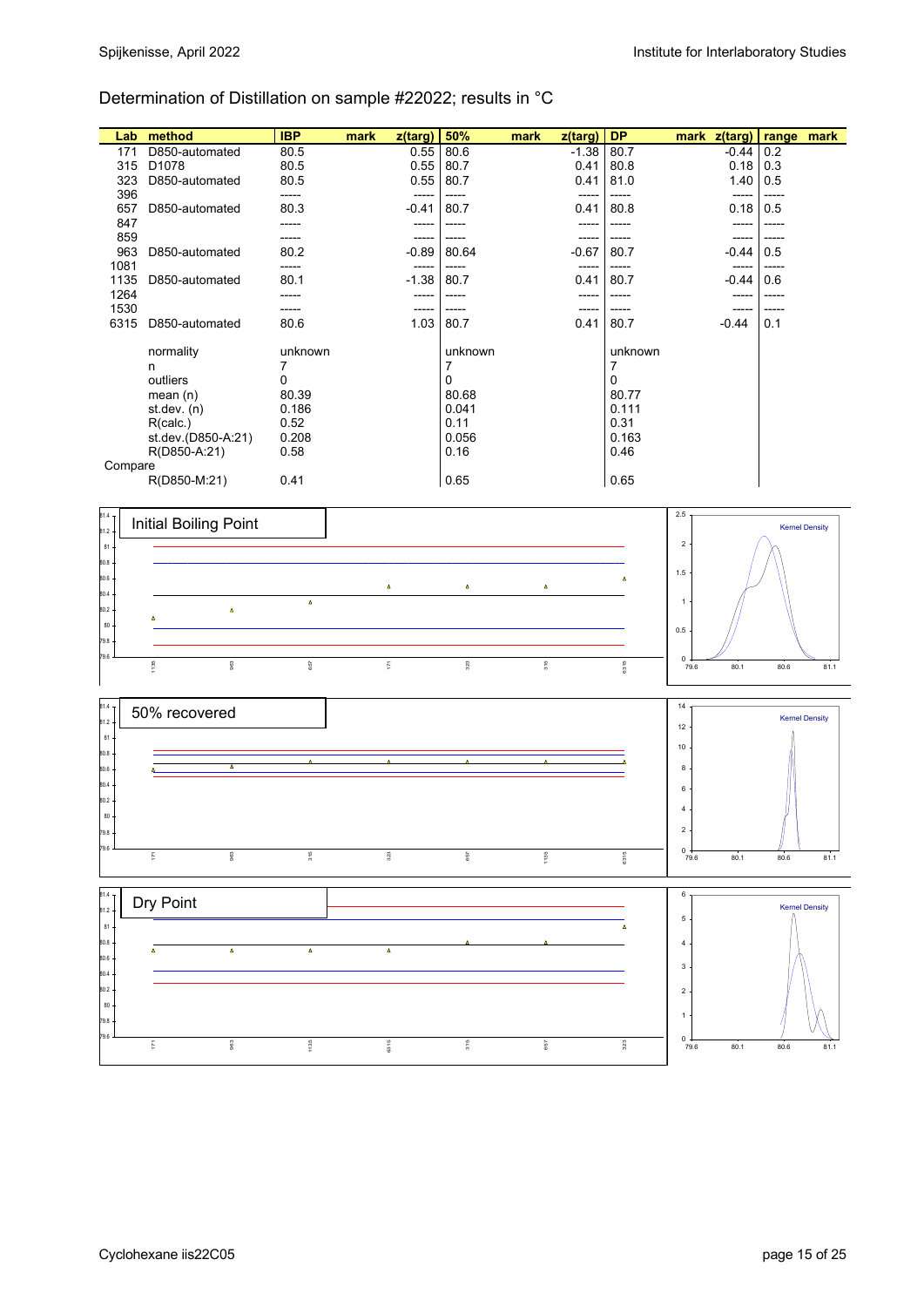Determination of Distillation on sample #22022; results in °C

| Lab | method | IBP | mark | z(targ) | 50% | mark | z(targ) | DP | mark | z(targ) | range | mark |
|---|---|---|---|---|---|---|---|---|---|---|---|---|
| 171 | D850-automated | 80.5 | | 0.55 | 80.6 | | -1.38 | 80.7 | | -0.44 | 0.2 | |
| 315 | D1078 | 80.5 | | 0.55 | 80.7 | | 0.41 | 80.8 | | 0.18 | 0.3 | |
| 323 | D850-automated | 80.5 | | 0.55 | 80.7 | | 0.41 | 81.0 | | 1.40 | 0.5 | |
| 396 | | ----- | | ----- | ----- | | ----- | ----- | | ----- | ----- | |
| 657 | D850-automated | 80.3 | | -0.41 | 80.7 | | 0.41 | 80.8 | | 0.18 | 0.5 | |
| 847 | | ----- | | ----- | ----- | | ----- | ----- | | ----- | ----- | |
| 859 | | ----- | | ----- | ----- | | ----- | ----- | | ----- | ----- | |
| 963 | D850-automated | 80.2 | | -0.89 | 80.64 | | -0.67 | 80.7 | | -0.44 | 0.5 | |
| 1081 | | ----- | | ----- | ----- | | ----- | ----- | | ----- | ----- | |
| 1135 | D850-automated | 80.1 | | -1.38 | 80.7 | | 0.41 | 80.7 | | -0.44 | 0.6 | |
| 1264 | | ----- | | ----- | ----- | | ----- | ----- | | ----- | ----- | |
| 1530 | | ----- | | ----- | ----- | | ----- | ----- | | ----- | ----- | |
| 6315 | D850-automated | 80.6 | | 1.03 | 80.7 | | 0.41 | 80.7 | | -0.44 | 0.1 | |
| | normality | unknown | | | unknown | | | unknown | | | | |
| | n | 7 | | | 7 | | | 7 | | | | |
| | outliers | 0 | | | 0 | | | 0 | | | | |
| | mean (n) | 80.39 | | | 80.68 | | | 80.77 | | | | |
| | st.dev. (n) | 0.186 | | | 0.041 | | | 0.111 | | | | |
| | R(calc.) | 0.52 | | | 0.11 | | | 0.31 | | | | |
| | st.dev.(D850-A:21) | 0.208 | | | 0.056 | | | 0.163 | | | | |
| | R(D850-A:21) | 0.58 | | | 0.16 | | | 0.46 | | | | |
| Compare | | | | | | | | | | | | |
| | R(D850-M:21) | 0.41 | | | 0.65 | | | 0.65 | | | | |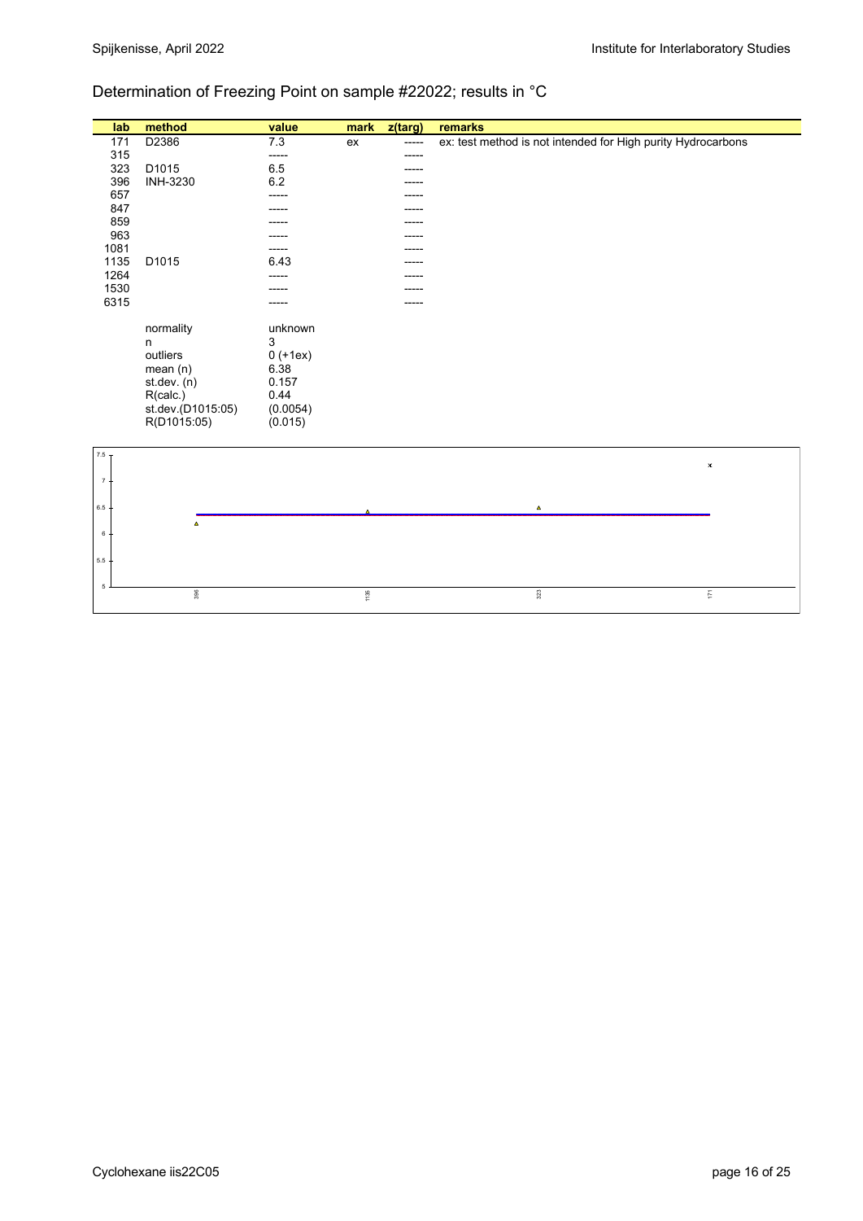## Determination of Freezing Point on sample #22022; results in °C

| lab | method | value | mark | z(targ) | remarks |
|---|---|---|---|---|---|
| 171 | D2386 | 7.3 | ex | ----- | ex: test method is not intended for High purity Hydrocarbons |
| 315 | | ----- | | ----- | |
| 323 | D1015 | 6.5 | | ----- | |
| 396 | INH-3230 | 6.2 | | ----- | |
| 657 | | ----- | | ----- | |
| 847 | | ----- | | ----- | |
| 859 | | ----- | | ----- | |
| 963 | | ----- | | ----- | |
| 1081 | | ----- | | ----- | |
| 1135 | D1015 | 6.43 | | ----- | |
| 1264 | | ----- | | ----- | |
| 1530 | | ----- | | ----- | |
| 6315 | | ----- | | ----- | |
| | normality | unknown | | | |
| | n | 3 | | | |
| | outliers | 0 (+1ex) | | | |
| | mean (n) | 6.38 | | | |
| | st.dev. (n) | 0.157 | | | |
| | R(calc.) | 0.44 | | | |
| | st.dev.(D1015:05) | (0.0054) | | | |
| | R(D1015:05) | (0.015) | | | |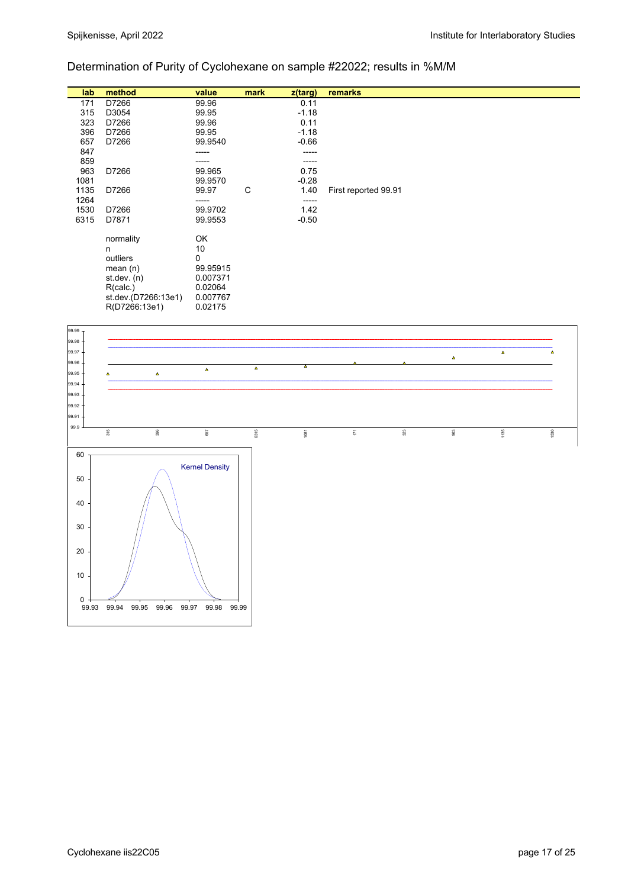Determination of Purity of Cyclohexane on sample #22022; results in %M/M

| lab | method | value | mark | z(targ) | remarks |
|---|---|---|---|---|---|
| 171 | D7266 | 99.96 | | 0.11 | |
| 315 | D3054 | 99.95 | | -1.18 | |
| 323 | D7266 | 99.96 | | 0.11 | |
| 396 | D7266 | 99.95 | | -1.18 | |
| 657 | D7266 | 99.9540 | | -0.66 | |
| 847 | | ----- | | ----- | |
| 859 | | ----- | | ----- | |
| 963 | D7266 | 99.965 | | 0.75 | |
| 1081 | | 99.9570 | | -0.28 | |
| 1135 | D7266 | 99.97 | C | 1.40 | First reported 99.91 |
| 1264 | | ----- | | ----- | |
| 1530 | D7266 | 99.9702 | | 1.42 | |
| 6315 | D7871 | 99.9553 | | -0.50 | |
| | normality | OK | | | |
| | n | 10 | | | |
| | outliers | 0 | | | |
| | mean (n) | 99.95915 | | | |
| | st.dev. (n) | 0.007371 | | | |
| | R(calc.) | 0.02064 | | | |
| | st.dev.(D7266:13e1) | 0.007767 | | | |
| | R(D7266:13e1) | 0.02175 | | | |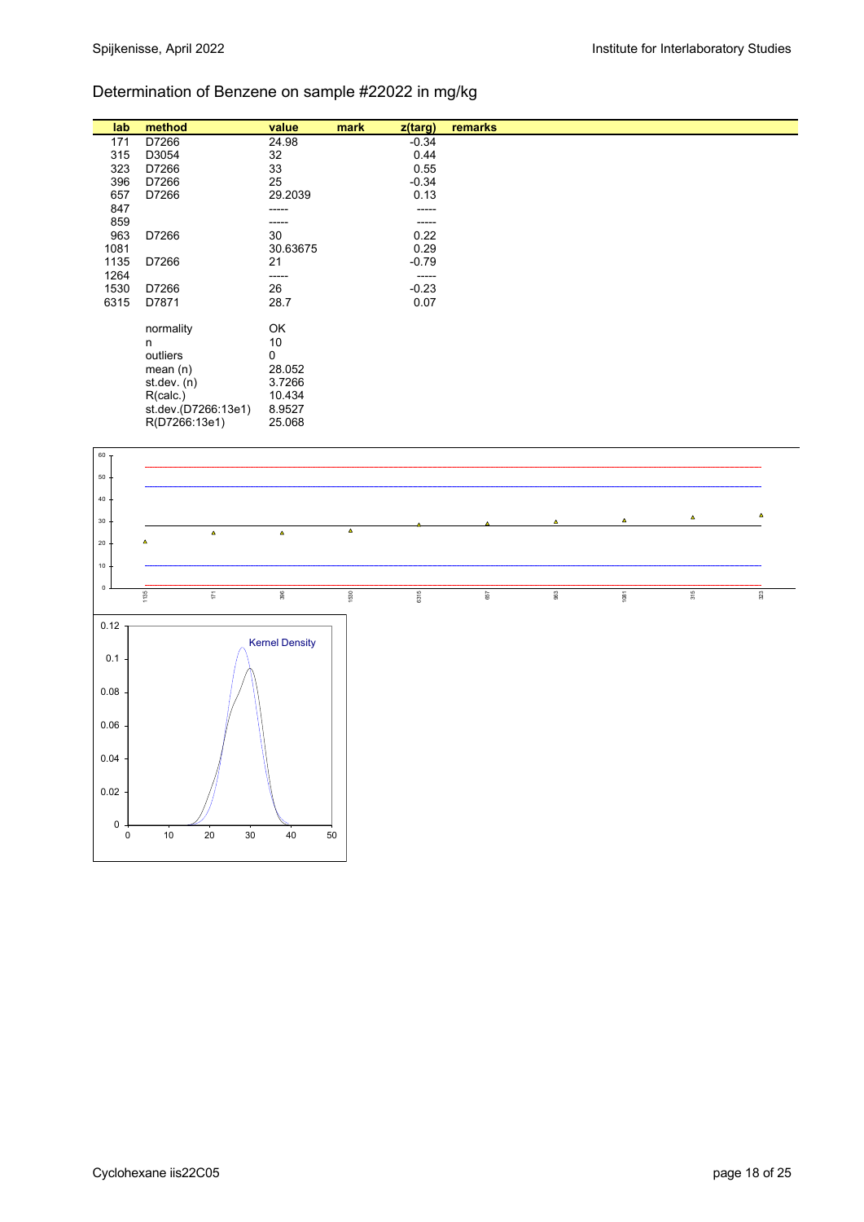## Determination of Benzene on sample #22022 in mg/kg

| lab | method | value | mark | z(targ) | remarks |
|---|---|---|---|---|---|
| 171 | D7266 | 24.98 | | -0.34 | |
| 315 | D3054 | 32 | | 0.44 | |
| 323 | D7266 | 33 | | 0.55 | |
| 396 | D7266 | 25 | | -0.34 | |
| 657 | D7266 | 29.2039 | | 0.13 | |
| 847 | | ----- | | ----- | |
| 859 | | ----- | | ----- | |
| 963 | D7266 | 30 | | 0.22 | |
| 1081 | | 30.63675 | | 0.29 | |
| 1135 | D7266 | 21 | | -0.79 | |
| 1264 | | ----- | | ----- | |
| 1530 | D7266 | 26 | | -0.23 | |
| 6315 | D7871 | 28.7 | | 0.07 | |
| | normality | OK | | | |
| | n | 10 | | | |
| | outliers | 0 | | | |
| | mean (n) | 28.052 | | | |
| | st.dev. (n) | 3.7266 | | | |
| | R(calc.) | 10.434 | | | |
| | st.dev.(D7266:13e1) | 8.9527 | | | |
| | R(D7266:13e1) | 25.068 | | | |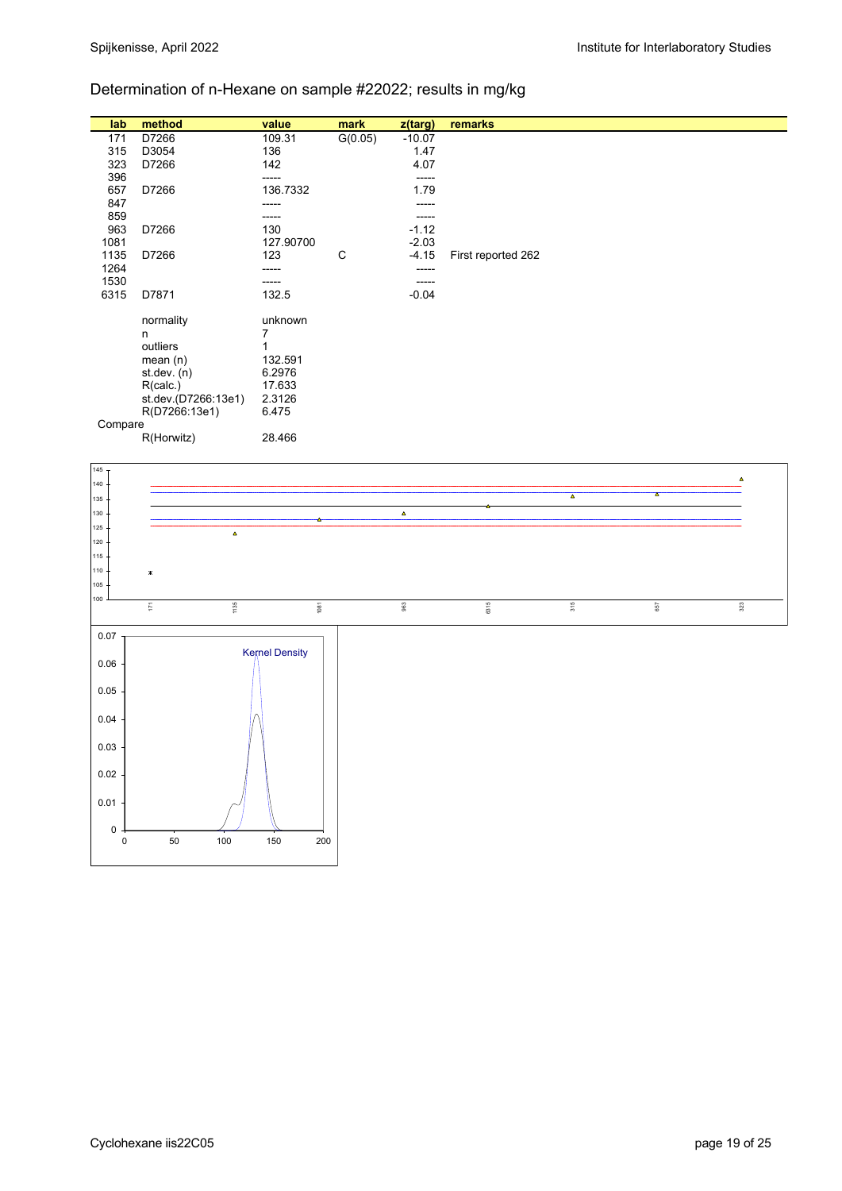## Determination of n-Hexane on sample #22022; results in mg/kg

| lab | method | value | mark | z(targ) | remarks |
|---|---|---|---|---|---|
| 171 | D7266 | 109.31 | G(0.05) | -10.07 | |
| 315 | D3054 | 136 | | 1.47 | |
| 323 | D7266 | 142 | | 4.07 | |
| 396 | | ----- | | ----- | |
| 657 | D7266 | 136.7332 | | 1.79 | |
| 847 | | ----- | | ----- | |
| 859 | | ----- | | ----- | |
| 963 | D7266 | 130 | | -1.12 | |
| 1081 | | 127.90700 | | -2.03 | |
| 1135 | D7266 | 123 | C | -4.15 | First reported 262 |
| 1264 | | ----- | | ----- | |
| 1530 | | ----- | | ----- | |
| 6315 | D7871 | 132.5 | | -0.04 | |

| | |
|---|---|
| normality | unknown |
| n | 7 |
| outliers | 1 |
| mean (n) | 132.591 |
| st.dev. (n) | 6.2976 |
| R(calc.) | 17.633 |
| st.dev.(D7266:13e1) | 2.3126 |
| R(D7266:13e1) | 6.475 |
| Compare | |
| R(Horwitz) | 28.466 |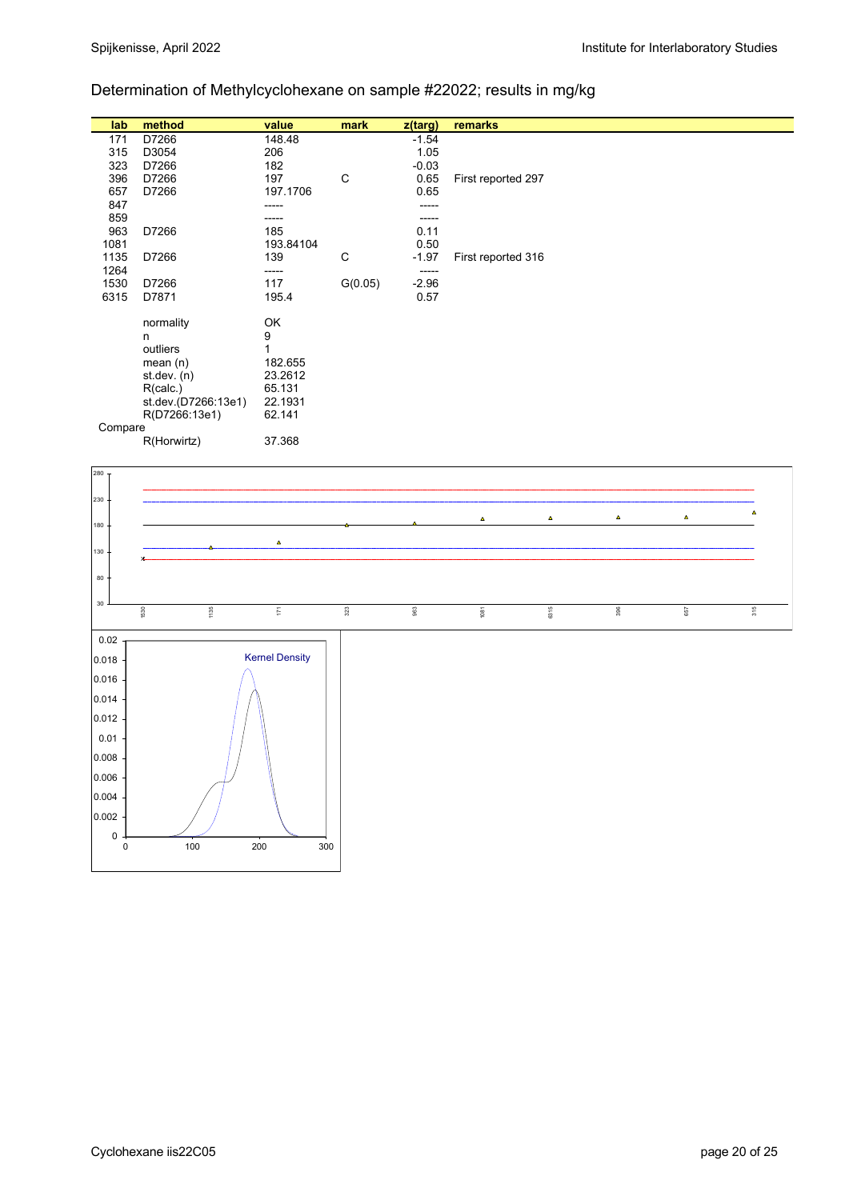## Determination of Methylcyclohexane on sample #22022; results in mg/kg

| lab | method | value | mark | z(targ) | remarks |
|---|---|---|---|---|---|
| 171 | D7266 | 148.48 | | -1.54 | |
| 315 | D3054 | 206 | | 1.05 | |
| 323 | D7266 | 182 | | -0.03 | |
| 396 | D7266 | 197 | C | 0.65 | First reported 297 |
| 657 | D7266 | 197.1706 | | 0.65 | |
| 847 | | ----- | | ----- | |
| 859 | | ----- | | ----- | |
| 963 | D7266 | 185 | | 0.11 | |
| 1081 | | 193.84104 | | 0.50 | |
| 1135 | D7266 | 139 | C | -1.97 | First reported 316 |
| 1264 | | ----- | | ----- | |
| 1530 | D7266 | 117 | G(0.05) | -2.96 | |
| 6315 | D7871 | 195.4 | | 0.57 | |
| | normality | OK | | | |
| | n | 9 | | | |
| | outliers | 1 | | | |
| | mean (n) | 182.655 | | | |
| | st.dev. (n) | 23.2612 | | | |
| | R(calc.) | 65.131 | | | |
| | st.dev.(D7266:13e1) | 22.1931 | | | |
| | R(D7266:13e1) | 62.141 | | | |
| Compare | | | | | |
| | R(Horwirtz) | 37.368 | | | |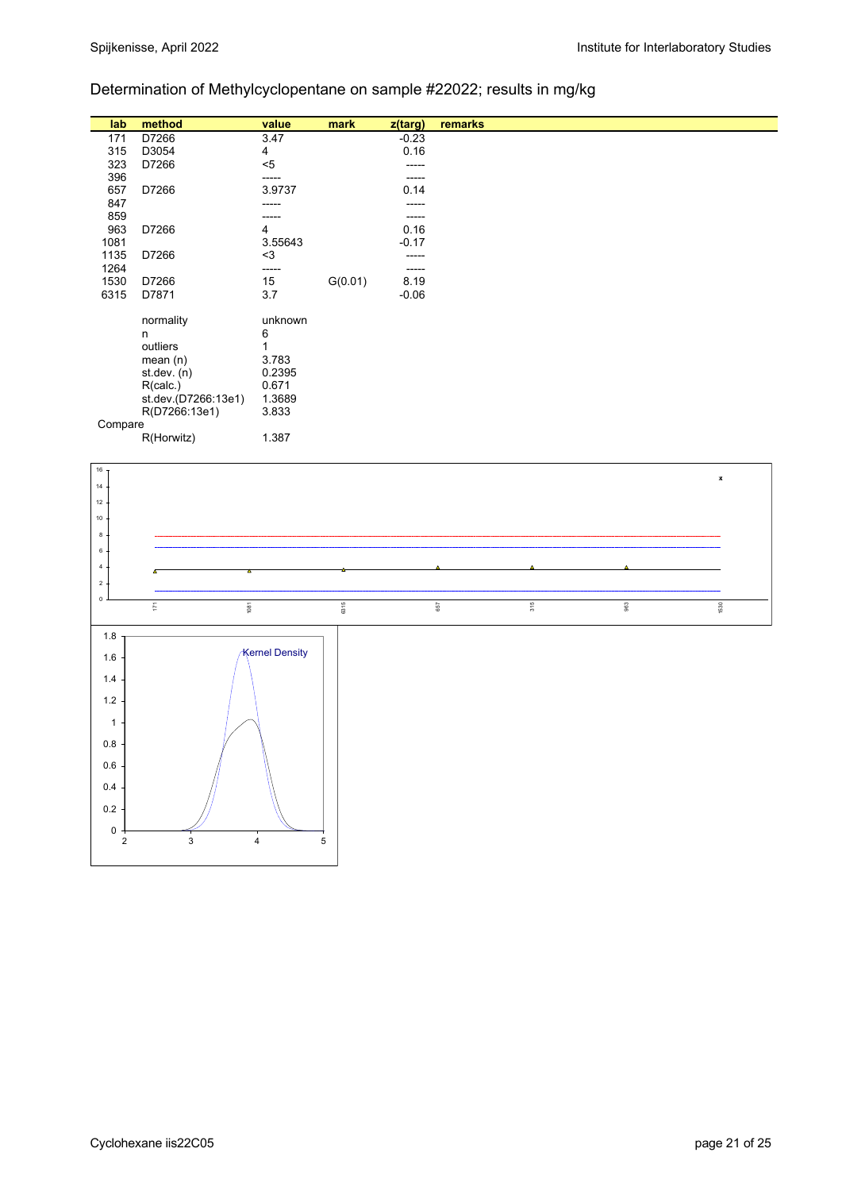## Determination of Methylcyclopentane on sample #22022; results in mg/kg

| lab | method | value | mark | z(targ) | remarks |
|---|---|---|---|---|---|
| 171 | D7266 | 3.47 | | -0.23 | |
| 315 | D3054 | 4 | | 0.16 | |
| 323 | D7266 | <5 | | ----- | |
| 396 | | ----- | | ----- | |
| 657 | D7266 | 3.9737 | | 0.14 | |
| 847 | | ----- | | ----- | |
| 859 | | ----- | | ----- | |
| 963 | D7266 | 4 | | 0.16 | |
| 1081 | | 3.55643 | | -0.17 | |
| 1135 | D7266 | <3 | | ----- | |
| 1264 | | ----- | | ----- | |
| 1530 | D7266 | 15 | G(0.01) | 8.19 | |
| 6315 | D7871 | 3.7 | | -0.06 | |

| | |
|---|---|
| normality | unknown |
| n | 6 |
| outliers | 1 |
| mean (n) | 3.783 |
| st.dev. (n) | 0.2395 |
| R(calc.) | 0.671 |
| st.dev.(D7266:13e1) | 1.3689 |
| R(D7266:13e1) | 3.833 |
| Compare | |
| R(Horwitz) | 1.387 |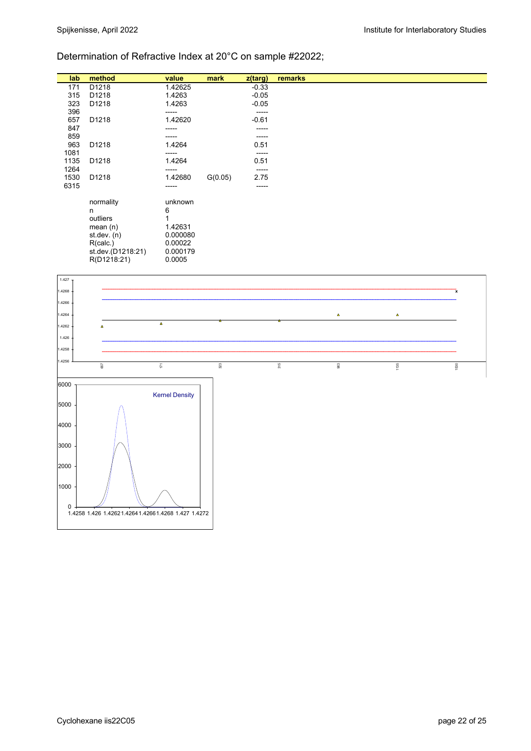## Determination of Refractive Index at 20°C on sample #22022;

| lab | method | value | mark | z(targ) | remarks |
|---|---|---|---|---|---|
| 171 | D1218 | 1.42625 | | -0.33 | |
| 315 | D1218 | 1.4263 | | -0.05 | |
| 323 | D1218 | 1.4263 | | -0.05 | |
| 396 | | ----- | | ----- | |
| 657 | D1218 | 1.42620 | | -0.61 | |
| 847 | | ----- | | ----- | |
| 859 | | ----- | | ----- | |
| 963 | D1218 | 1.4264 | | 0.51 | |
| 1081 | | ----- | | ----- | |
| 1135 | D1218 | 1.4264 | | 0.51 | |
| 1264 | | ----- | | ----- | |
| 1530 | D1218 | 1.42680 | G(0.05) | 2.75 | |
| 6315 | | ----- | | ----- | |
| | normality | unknown | | | |
| | n | 6 | | | |
| | outliers | 1 | | | |
| | mean (n) | 1.42631 | | | |
| | st.dev. (n) | 0.000080 | | | |
| | R(calc.) | 0.00022 | | | |
| | st.dev.(D1218:21) | 0.000179 | | | |
| | R(D1218:21) | 0.0005 | | | |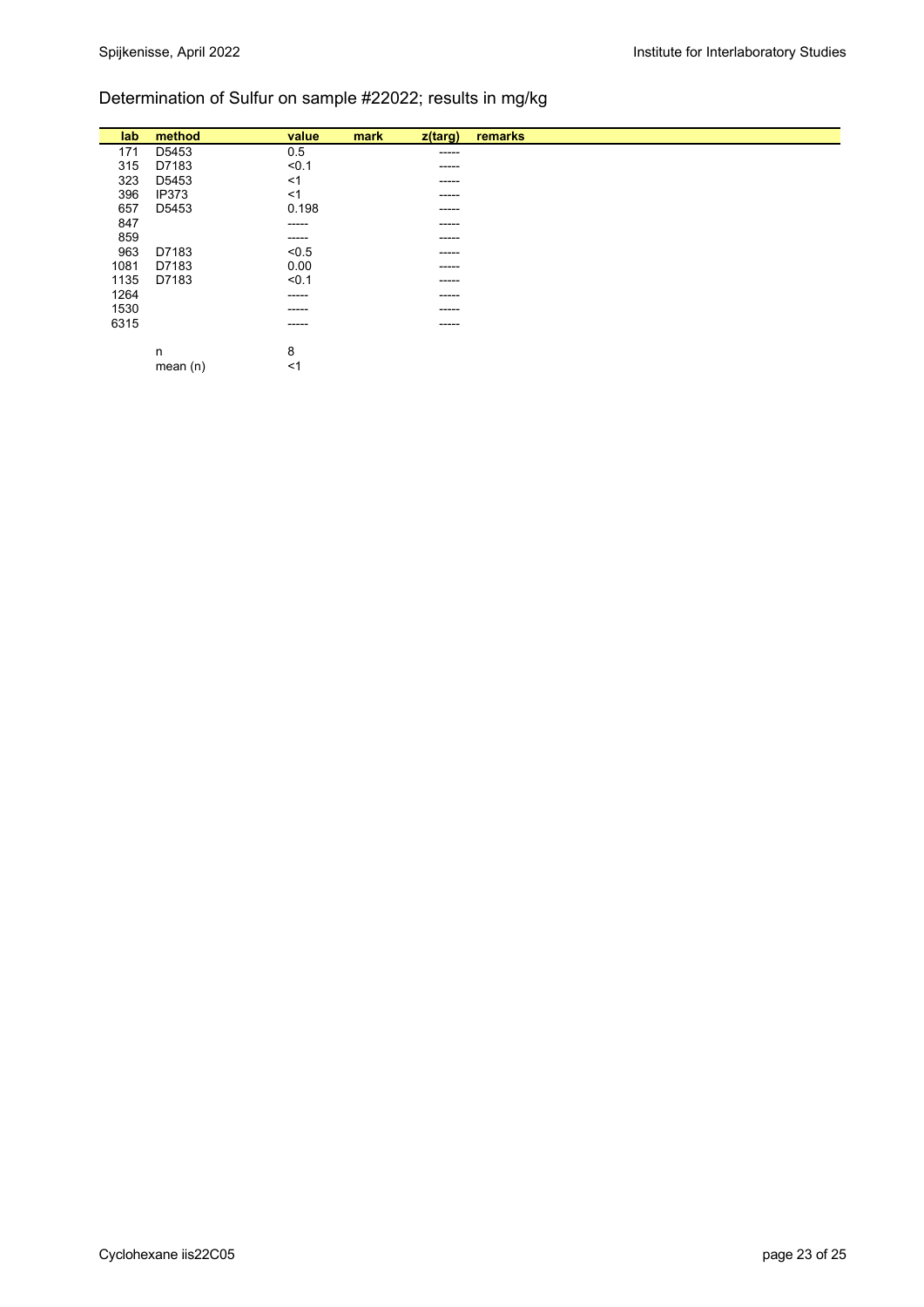## Determination of Sulfur on sample #22022; results in mg/kg

| lab | method | value | mark | z(targ) | remarks |
|---|---|---|---|---|---|
| 171 | D5453 | 0.5 | | ----- | |
| 315 | D7183 | <0.1 | | ----- | |
| 323 | D5453 | <1 | | ----- | |
| 396 | IP373 | <1 | | ----- | |
| 657 | D5453 | 0.198 | | ----- | |
| 847 | | ----- | | ----- | |
| 859 | | ----- | | ----- | |
| 963 | D7183 | <0.5 | | ----- | |
| 1081 | D7183 | 0.00 | | ----- | |
| 1135 | D7183 | <0.1 | | ----- | |
| 1264 | | ----- | | ----- | |
| 1530 | | ----- | | ----- | |
| 6315 | | ----- | | ----- | |
| | | | | | |
| | n | 8 | | | |
| | mean (n) | <1 | | | |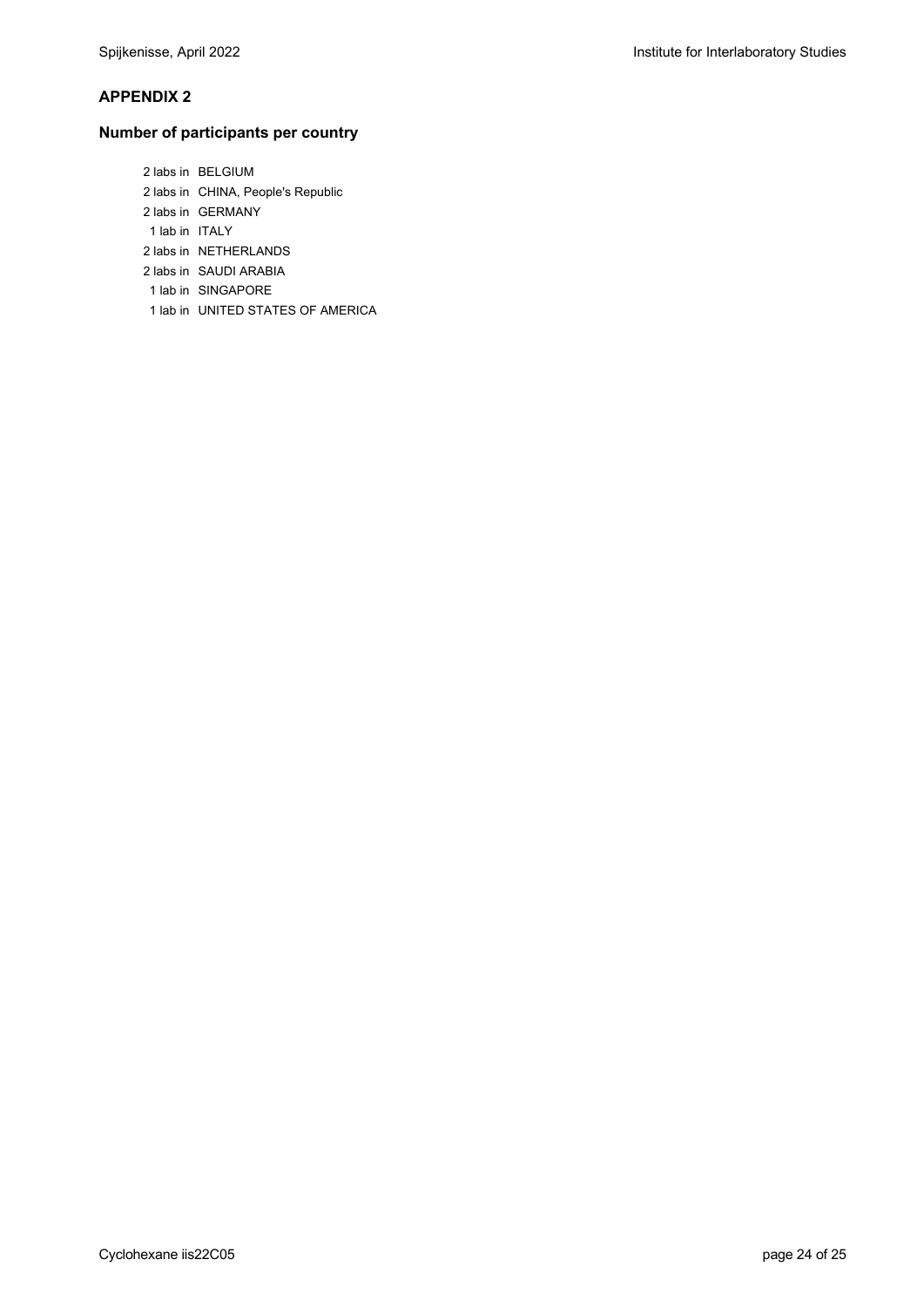## APPENDIX 2

### Number of participants per country

2 labs in BELGIUM
2 labs in CHINA, People's Republic
2 labs in GERMANY
1 lab in ITALY
2 labs in NETHERLANDS
2 labs in SAUDI ARABIA
1 lab in SINGAPORE
1 lab in UNITED STATES OF AMERICA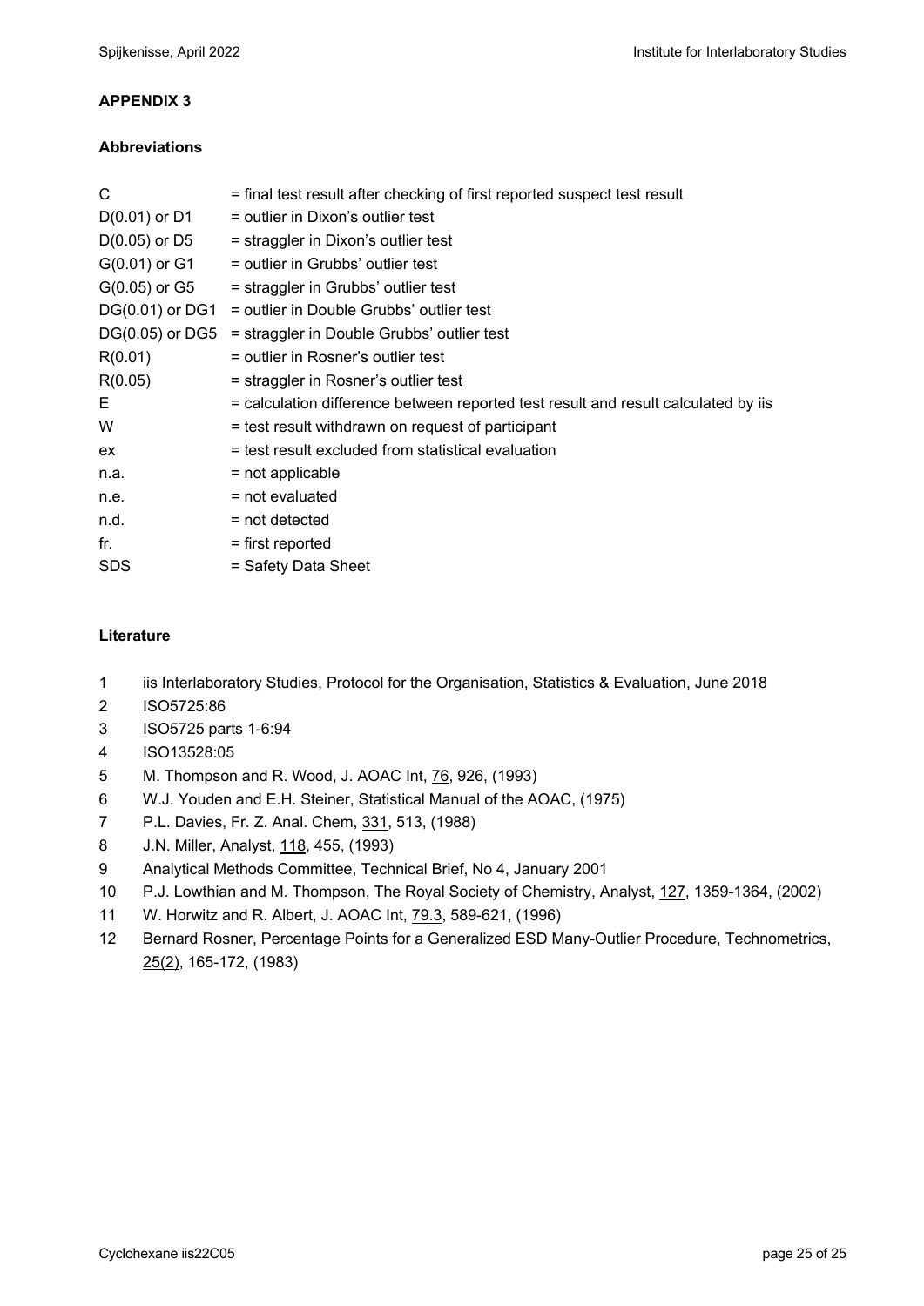**APPENDIX 3**

**Abbreviations**

| | |
|---|---|
| C | = final test result after checking of first reported suspect test result |
| D(0.01) or D1 | = outlier in Dixon's outlier test |
| D(0.05) or D5 | = straggler in Dixon's outlier test |
| G(0.01) or G1 | = outlier in Grubbs' outlier test |
| G(0.05) or G5 | = straggler in Grubbs' outlier test |
| DG(0.01) or DG1 | = outlier in Double Grubbs' outlier test |
| DG(0.05) or DG5 | = straggler in Double Grubbs' outlier test |
| R(0.01) | = outlier in Rosner's outlier test |
| R(0.05) | = straggler in Rosner's outlier test |
| E | = calculation difference between reported test result and result calculated by iis |
| W | = test result withdrawn on request of participant |
| ex | = test result excluded from statistical evaluation |
| n.a. | = not applicable |
| n.e. | = not evaluated |
| n.d. | = not detected |
| fr. | = first reported |
| SDS | = Safety Data Sheet |

**Literature**

1. iis Interlaboratory Studies, Protocol for the Organisation, Statistics & Evaluation, June 2018
2. ISO5725:86
3. ISO5725 parts 1-6:94
4. ISO13528:05
5. M. Thompson and R. Wood, J. AOAC Int, 76, 926, (1993)
6. W.J. Youden and E.H. Steiner, Statistical Manual of the AOAC, (1975)
7. P.L. Davies, Fr. Z. Anal. Chem, 331, 513, (1988)
8. J.N. Miller, Analyst, 118, 455, (1993)
9. Analytical Methods Committee, Technical Brief, No 4, January 2001
10. P.J. Lowthian and M. Thompson, The Royal Society of Chemistry, Analyst, 127, 1359-1364, (2002)
11. W. Horwitz and R. Albert, J. AOAC Int, 79.3, 589-621, (1996)
12. Bernard Rosner, Percentage Points for a Generalized ESD Many-Outlier Procedure, Technometrics, 25(2), 165-172, (1983)